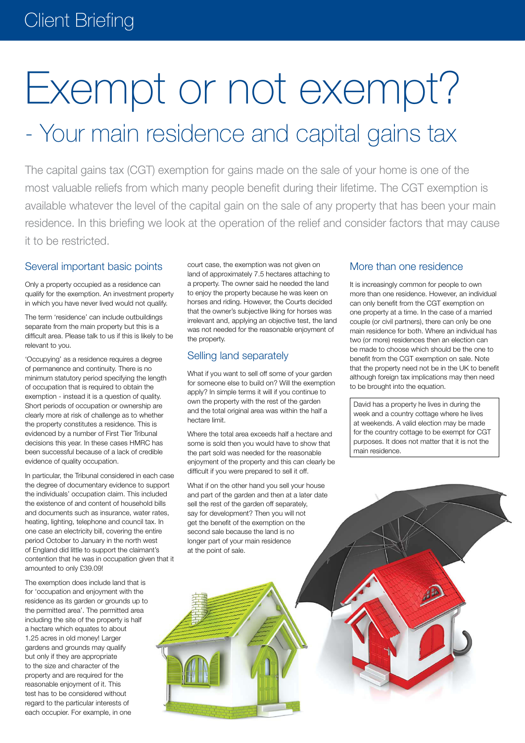Client Briefing

# Exempt or not exempt?

## - Your main residence and capital gains tax

The capital gains tax (CGT) exemption for gains made on the sale of your home is one of the most valuable reliefs from which many people benefit during their lifetime. The CGT exemption is available whatever the level of the capital gain on the sale of any property that has been your main residence. In this briefing we look at the operation of the relief and consider factors that may cause it to be restricted.

### Several important basic points

Only a property occupied as a residence can qualify for the exemption. An investment property in which you have never lived would not qualify.

The term 'residence' can include outbuildings separate from the main property but this is a difficult area. Please talk to us if this is likely to be relevant to you.

'Occupying' as a residence requires a degree of permanence and continuity. There is no minimum statutory period specifying the length of occupation that is required to obtain the exemption - instead it is a question of quality. Short periods of occupation or ownership are clearly more at risk of challenge as to whether the property constitutes a residence. This is evidenced by a number of First Tier Tribunal decisions this year. In these cases HMRC has been successful because of a lack of credible evidence of quality occupation.

In particular, the Tribunal considered in each case the degree of documentary evidence to support the individuals' occupation claim. This included the existence of and content of household bills and documents such as insurance, water rates, heating, lighting, telephone and council tax. In one case an electricity bill, covering the entire period October to January in the north west of England did little to support the claimant's contention that he was in occupation given that it amounted to only £39.09!

The exemption does include land that is for 'occupation and enjoyment with the residence as its garden or grounds up to the permitted area'. The permitted area including the site of the property is half a hectare which equates to about 1.25 acres in old money! Larger gardens and grounds may qualify but only if they are appropriate to the size and character of the property and are required for the reasonable enjoyment of it. This test has to be considered without regard to the particular interests of each occupier. For example, in one court case, the exemption was not given on land of approximately 7.5 hectares attaching to a property. The owner said he needed the land to enjoy the property because he was keen on horses and riding. However, the Courts decided that the owner's subjective liking for horses was irrelevant and, applying an objective test, the land was not needed for the reasonable enjoyment of the property.

### Selling land separately

What if you want to sell off some of your garden for someone else to build on? Will the exemption apply? In simple terms it will if you continue to own the property with the rest of the garden and the total original area was within the half a hectare limit.

Where the total area exceeds half a hectare and some is sold then you would have to show that the part sold was needed for the reasonable enjoyment of the property and this can clearly be difficult if you were prepared to sell it off.

What if on the other hand you sell your house and part of the garden and then at a later date sell the rest of the garden off separately, say for development? Then you will not get the benefit of the exemption on the second sale because the land is no longer part of your main residence at the point of sale.

### More than one residence

It is increasingly common for people to own more than one residence. However, an individual can only benefit from the CGT exemption on one property at a time. In the case of a married couple (or civil partners), there can only be one main residence for both. Where an individual has two (or more) residences then an election can be made to choose which should be the one to benefit from the CGT exemption on sale. Note that the property need not be in the UK to benefit although foreign tax implications may then need to be brought into the equation.

> David has a property he lives in during the week and a country cottage where he lives at weekends. A valid election may be made for the country cottage to be exempt for CGT purposes. It does not matter that it is not the main residence.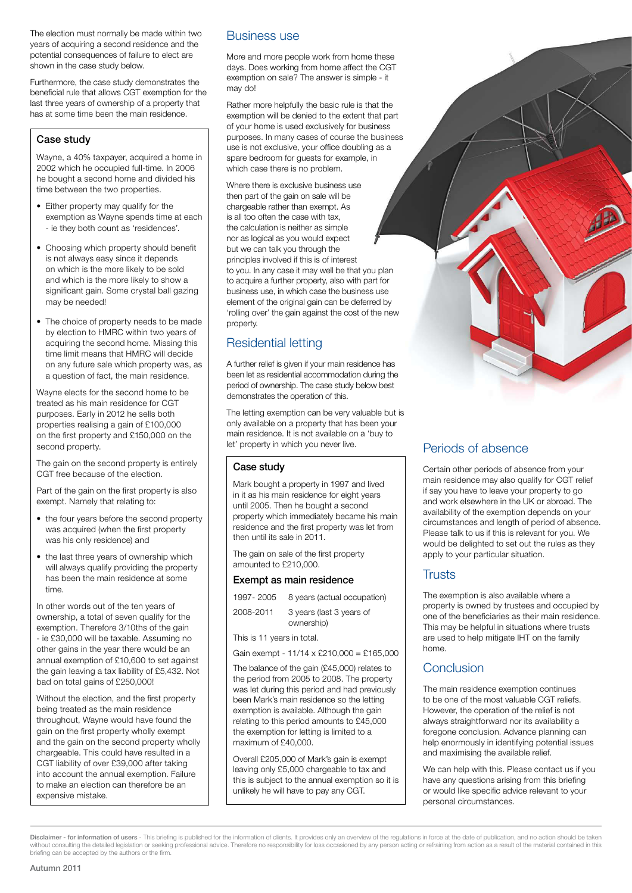The election must normally be made within two years of acquiring a second residence and the potential consequences of failure to elect are shown in the case study below.

Furthermore, the case study demonstrates the beneficial rule that allows CGT exemption for the last three years of ownership of a property that has at some time been the main residence.

### Case study

Wayne, a 40% taxpayer, acquired a home in 2002 which he occupied full-time. In 2006 he bought a second home and divided his time between the two properties.

- Either property may qualify for the exemption as Wayne spends time at each - ie they both count as 'residences'.
- Choosing which property should benefit is not always easy since it depends on which is the more likely to be sold and which is the more likely to show a significant gain. Some crystal ball gazing may be needed!
- The choice of property needs to be made by election to HMRC within two years of acquiring the second home. Missing this time limit means that HMRC will decide on any future sale which property was, as a question of fact, the main residence.

Wayne elects for the second home to be treated as his main residence for CGT purposes. Early in 2012 he sells both properties realising a gain of £100,000 on the first property and £150,000 on the second property.

The gain on the second property is entirely CGT free because of the election.

Part of the gain on the first property is also exempt. Namely that relating to:

- the four years before the second property was acquired (when the first property was his only residence) and
- the last three years of ownership which will always qualify providing the property has been the main residence at some time.

In other words out of the ten years of ownership, a total of seven qualify for the exemption. Therefore 3/10ths of the gain - ie £30,000 will be taxable. Assuming no other gains in the year there would be an annual exemption of £10,600 to set against the gain leaving a tax liability of £5,432. Not bad on total gains of £250,000!

Without the election, and the first property being treated as the main residence throughout, Wayne would have found the gain on the first property wholly exempt and the gain on the second property wholly chargeable. This could have resulted in a CGT liability of over £39,000 after taking into account the annual exemption. Failure to make an election can therefore be an expensive mistake.

## Business use

More and more people work from home these days. Does working from home affect the CGT exemption on sale? The answer is simple - it may do!

Rather more helpfully the basic rule is that the exemption will be denied to the extent that part of your home is used exclusively for business purposes. In many cases of course the business use is not exclusive, your office doubling as a spare bedroom for guests for example, in which case there is no problem.

Where there is exclusive business use then part of the gain on sale will be chargeable rather than exempt. As is all too often the case with tax, the calculation is neither as simple nor as logical as you would expect but we can talk you through the principles involved if this is of interest to you. In any case it may well be that you plan to acquire a further property, also with part for business use, in which case the business use element of the original gain can be deferred by 'rolling over' the gain against the cost of the new property.

## Residential letting

A further relief is given if your main residence has been let as residential accommodation during the period of ownership. The case study below best demonstrates the operation of this.

The letting exemption can be very valuable but is only available on a property that has been your main residence. It is not available on a 'buy to let' property in which you never live.

### Case study

Mark bought a property in 1997 and lived in it as his main residence for eight years until 2005. Then he bought a second property which immediately became his main residence and the first property was let from then until its sale in 2011.

The gain on sale of the first property amounted to £210,000.

#### Exempt as main residence

| | |
|---|---|
| 1997- 2005 | 8 years (actual occupation) |
| 2008-2011 | 3 years (last 3 years of ownership) |

This is 11 years in total.

Gain exempt - 11/14 x £210,000 = £165,000

The balance of the gain (£45,000) relates to the period from 2005 to 2008. The property was let during this period and had previously been Mark's main residence so the letting exemption is available. Although the gain relating to this period amounts to £45,000 the exemption for letting is limited to a maximum of £40,000.

Overall £205,000 of Mark's gain is exempt leaving only £5,000 chargeable to tax and this is subject to the annual exemption so it is unlikely he will have to pay any CGT.

## Periods of absence

Certain other periods of absence from your main residence may also qualify for CGT relief if say you have to leave your property to go and work elsewhere in the UK or abroad. The availability of the exemption depends on your circumstances and length of period of absence. Please talk to us if this is relevant for you. We would be delighted to set out the rules as they apply to your particular situation.

## Trusts

The exemption is also available where a property is owned by trustees and occupied by one of the beneficiaries as their main residence. This may be helpful in situations where trusts are used to help mitigate IHT on the family home.

## Conclusion

The main residence exemption continues to be one of the most valuable CGT reliefs. However, the operation of the relief is not always straightforward nor its availability a foregone conclusion. Advance planning can help enormously in identifying potential issues and maximising the available relief.

We can help with this. Please contact us if you have any questions arising from this briefing or would like specific advice relevant to your personal circumstances.

**Disclaimer - for information of users** - This briefing is published for the information of clients. It provides only an overview of the regulations in force at the date of publication, and no action should be taken without consulting the detailed legislation or seeking professional advice. Therefore no responsibility for loss occasioned by any person acting or refraining from action as a result of the material contained in this briefing can be accepted by the authors or the firm.

Autumn 2011